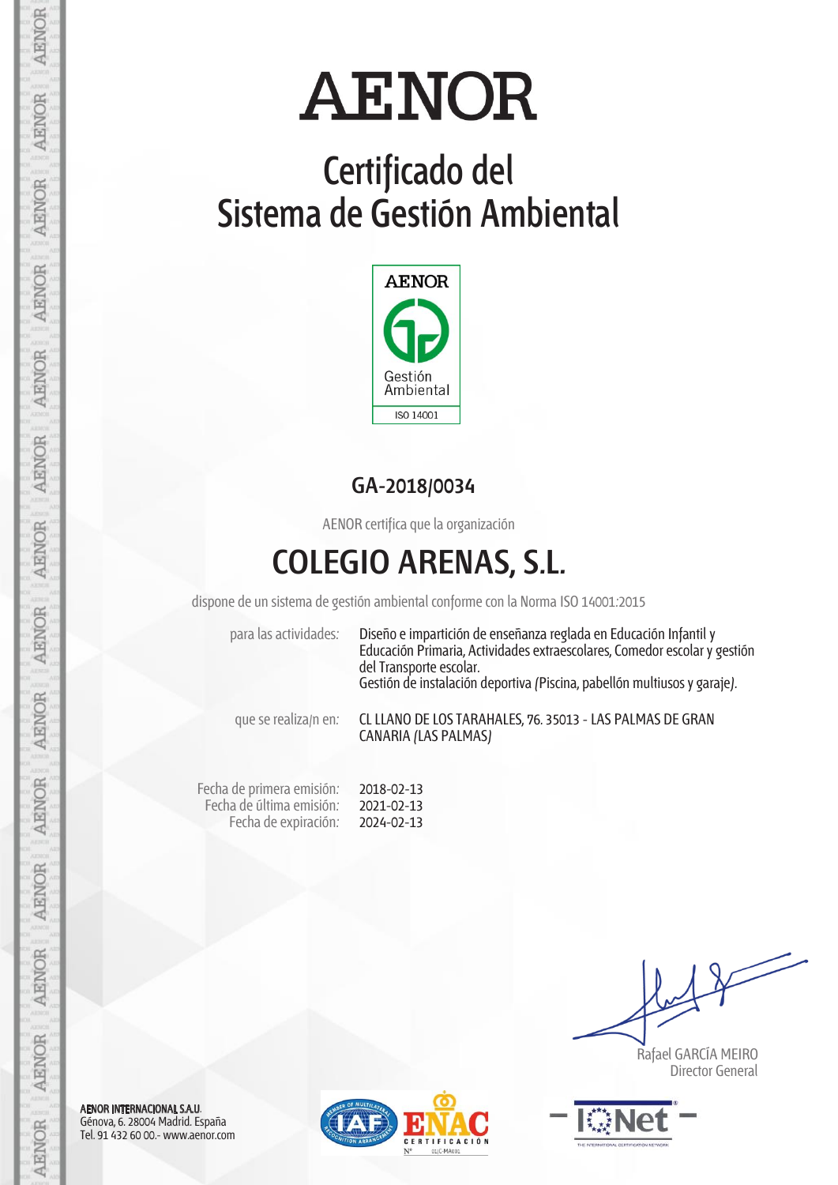# AENOR

## Certificado del Sistema de Gestión Ambiental

AENOR

Gestión Ambiental

ISO 14001

**GA-2018/0034**

AENOR certifica que la organización

# COLEGIO ARENAS, S.L.

dispone de un sistema de gestión ambiental conforme con la Norma ISO 14001:2015

para las actividades: Diseño e impartición de enseñanza reglada en Educación Infantil y Educación Primaria, Actividades extraescolares, Comedor escolar y gestión del Transporte escolar.
Gestión de instalación deportiva (Piscina, pabellón multiusos y garaje).

que se realiza/n en: CL LLANO DE LOS TARAHALES, 76. 35013 - LAS PALMAS DE GRAN CANARIA (LAS PALMAS)

Fecha de primera emisión: 2018-02-13
Fecha de última emisión: 2021-02-13
Fecha de expiración: 2024-02-13

Rafael GARCÍA MEIRO
Director General

AENOR INTERNACIONAL S.A.U.
Génova, 6. 28004 Madrid. España
Tel. 91 432 60 00.- www.aenor.com

ENAC CERTIFICACIÓN Nº 01/C-MA001

IQNet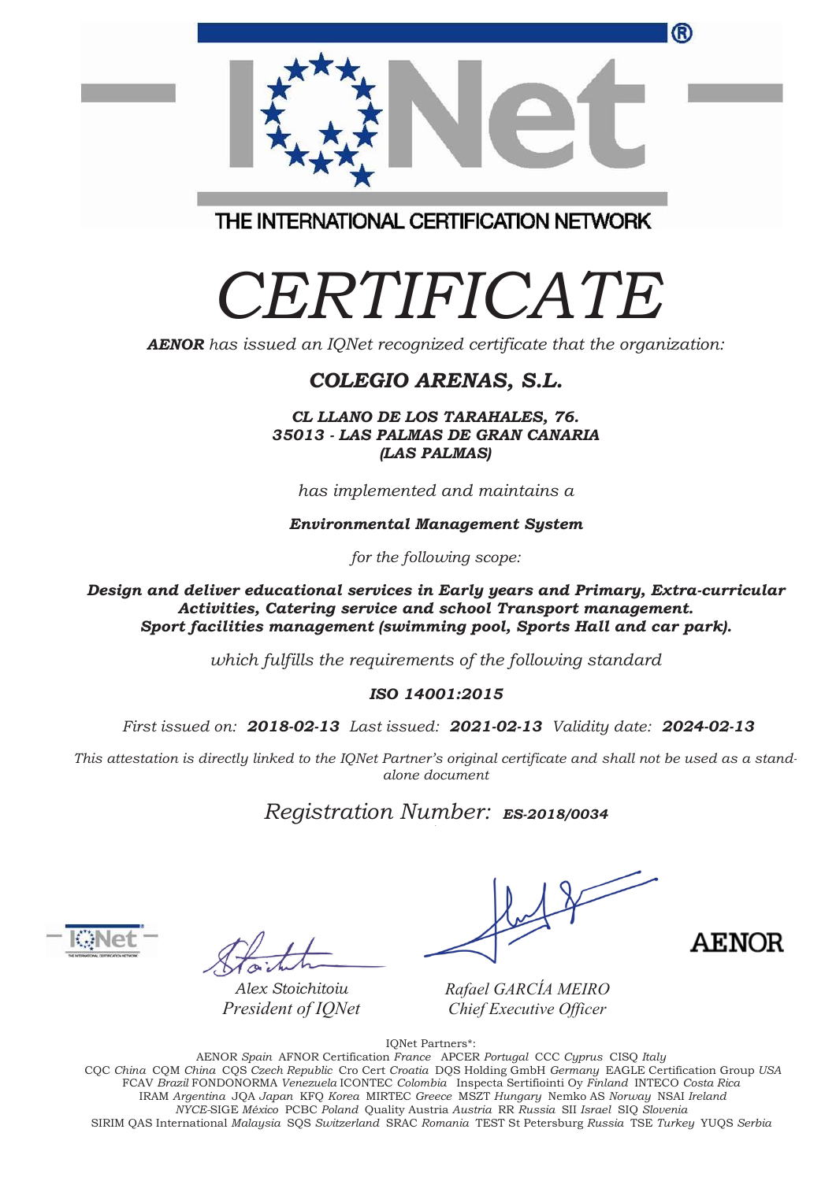THE INTERNATIONAL CERTIFICATION NETWORK

# *CERTIFICATE*

***AENOR*** *has issued an IQNet recognized certificate that the organization:*

## *COLEGIO ARENAS, S.L.*

***CL LLANO DE LOS TARAHALES, 76.***
***35013 - LAS PALMAS DE GRAN CANARIA***
***(LAS PALMAS)***

*has implemented and maintains a*

***Environmental Management System***

*for the following scope:*

***Design and deliver educational services in Early years and Primary, Extra-curricular Activities, Catering service and school Transport management.***
***Sport facilities management (swimming pool, Sports Hall and car park).***

*which fulfills the requirements of the following standard*

***ISO 14001:2015***

*First issued on:* ***2018-02-13*** *Last issued:* ***2021-02-13*** *Validity date:* ***2024-02-13***

*This attestation is directly linked to the IQNet Partner's original certificate and shall not be used as a stand-alone document*

*Registration Number:* ***ES-2018/0034***

*Alex Stoichitoiu*
*President of IQNet*

*Rafael GARCÍA MEIRO*
*Chief Executive Officer*

AENOR

IQNet Partners*:

AENOR *Spain* AFNOR Certification *France* APCER *Portugal* CCC *Cyprus* CISQ *Italy*
CQC *China* CQM *China* CQS *Czech Republic* Cro Cert *Croatia* DQS Holding GmbH *Germany* EAGLE Certification Group *USA*
FCAV *Brazil* FONDONORMA *Venezuela* ICONTEC *Colombia* Inspecta Sertifiointi Oy *Finland* INTECO *Costa Rica*
IRAM *Argentina* JQA *Japan* KFQ *Korea* MIRTEC *Greece* MSZT *Hungary* Nemko AS *Norway* NSAI *Ireland*
*NYCE*-SIGE *México* PCBC *Poland* Quality Austria *Austria* RR *Russia* SII *Israel* SIQ *Slovenia*
SIRIM QAS International *Malaysia* SQS *Switzerland* SRAC *Romania* TEST St Petersburg *Russia* TSE *Turkey* YUQS *Serbia*